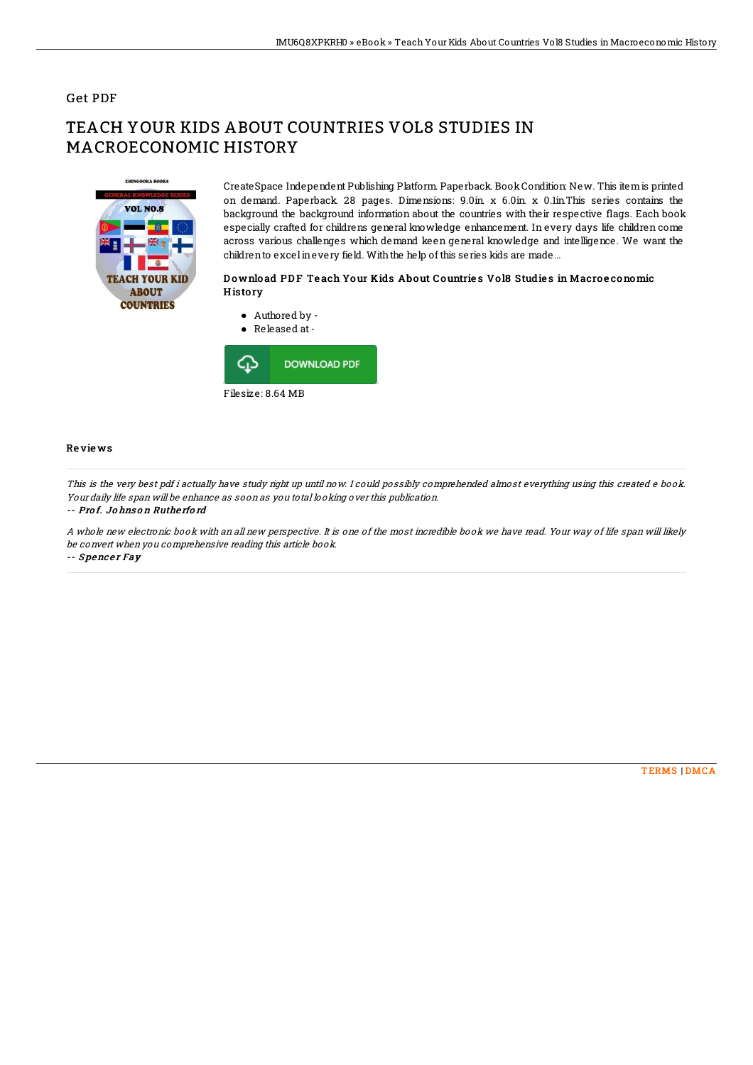Get PDF

# TEACH YOUR KIDS ABOUT COUNTRIES VOL8 STUDIES IN MACROECONOMIC HISTORY

CreateSpace Independent Publishing Platform. Paperback. Book Condition: New. This item is printed on demand. Paperback. 28 pages. Dimensions: 9.0in. x 6.0in. x 0.1in.This series contains the background the background information about the countries with their respective flags. Each book especially crafted for childrens general knowledge enhancement. In every days life children come across various challenges which demand keen general knowledge and intelligence. We want the children to excel in every field. With the help of this series kids are made...

### Download PDF Teach Your Kids About Countries Vol8 Studies in Macroeconomic History

- Authored by -
- Released at -

DOWNLOAD PDF

Filesize: 8.64 MB

## Reviews

*This is the very best pdf i actually have study right up until now. I could possibly comprehended almost everything using this created e book. Your daily life span will be enhance as soon as you total looking over this publication.*

-- ***Prof. Johnson Rutherford***

*A whole new electronic book with an all new perspective. It is one of the most incredible book we have read. Your way of life span will likely be convert when you comprehensive reading this article book.*

-- ***Spencer Fay***

TERMS | DMCA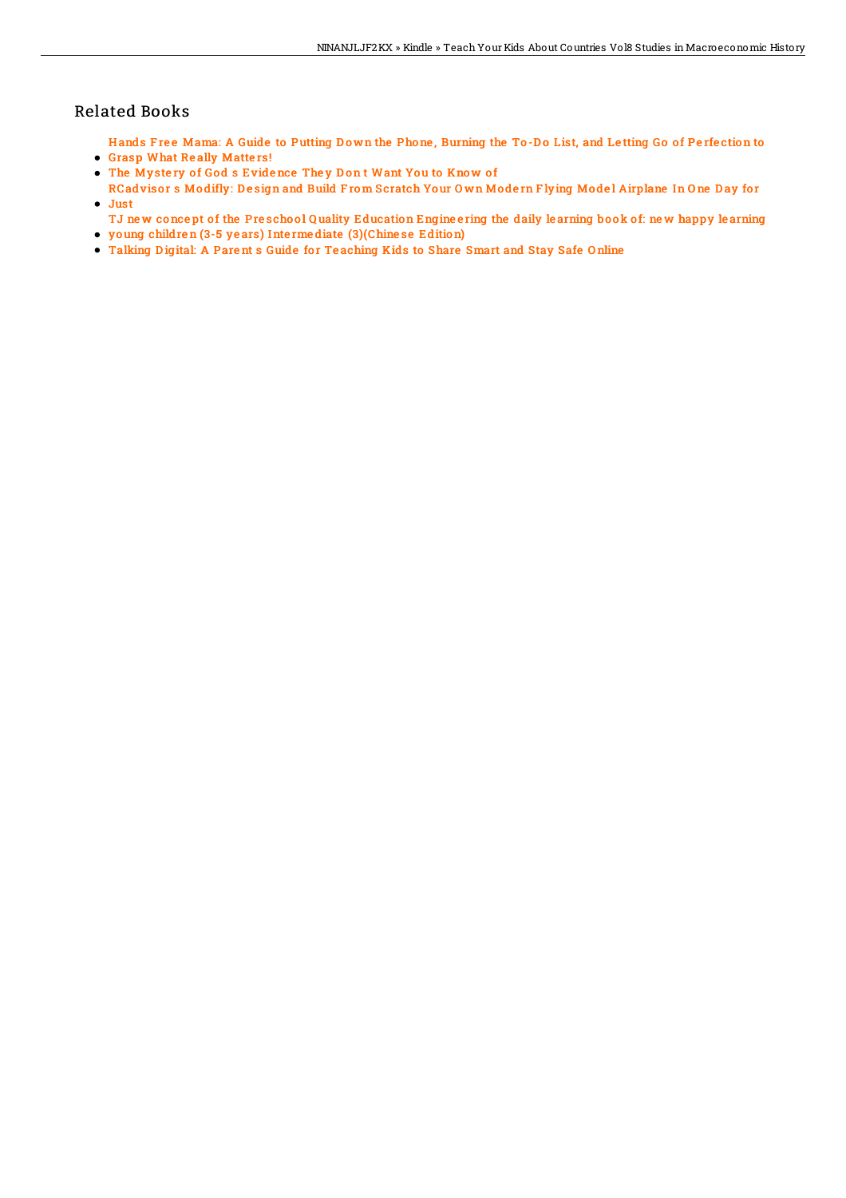## Related Books

- Hands Free Mama: A Guide to Putting Down the Phone, Burning the To-Do List, and Letting Go of Perfection to Grasp What Really Matters!
- The Mystery of God s Evidence They Don t Want You to Know of
- RCadvisor s Modifly: Design and Build From Scratch Your Own Modern Flying Model Airplane In One Day for Just
- TJ new concept of the Preschool Quality Education Engineering the daily learning book of: new happy learning young children (3-5 years) Intermediate (3)(Chinese Edition)
- Talking Digital: A Parent s Guide for Teaching Kids to Share Smart and Stay Safe Online